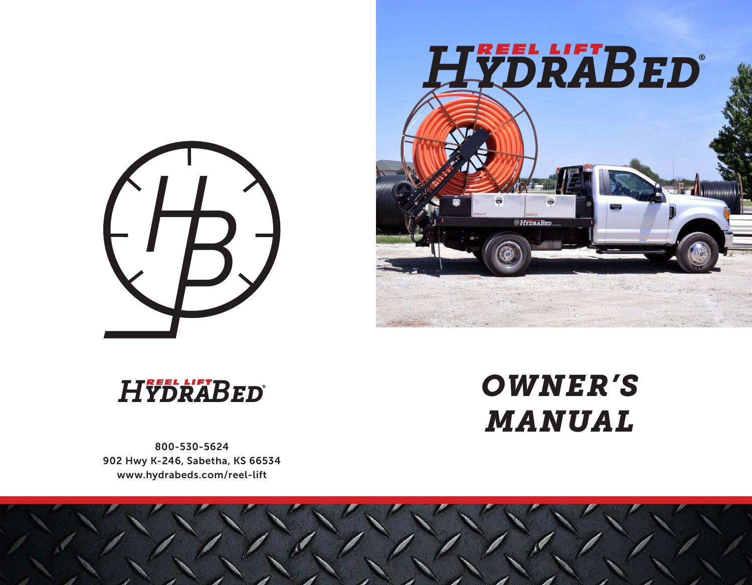# REEL LIFT HYDRABED®

800-530-5624
902 Hwy K-246, Sabetha, KS 66534
www.hydrabeds.com/reel-lift

# *OWNER'S MANUAL*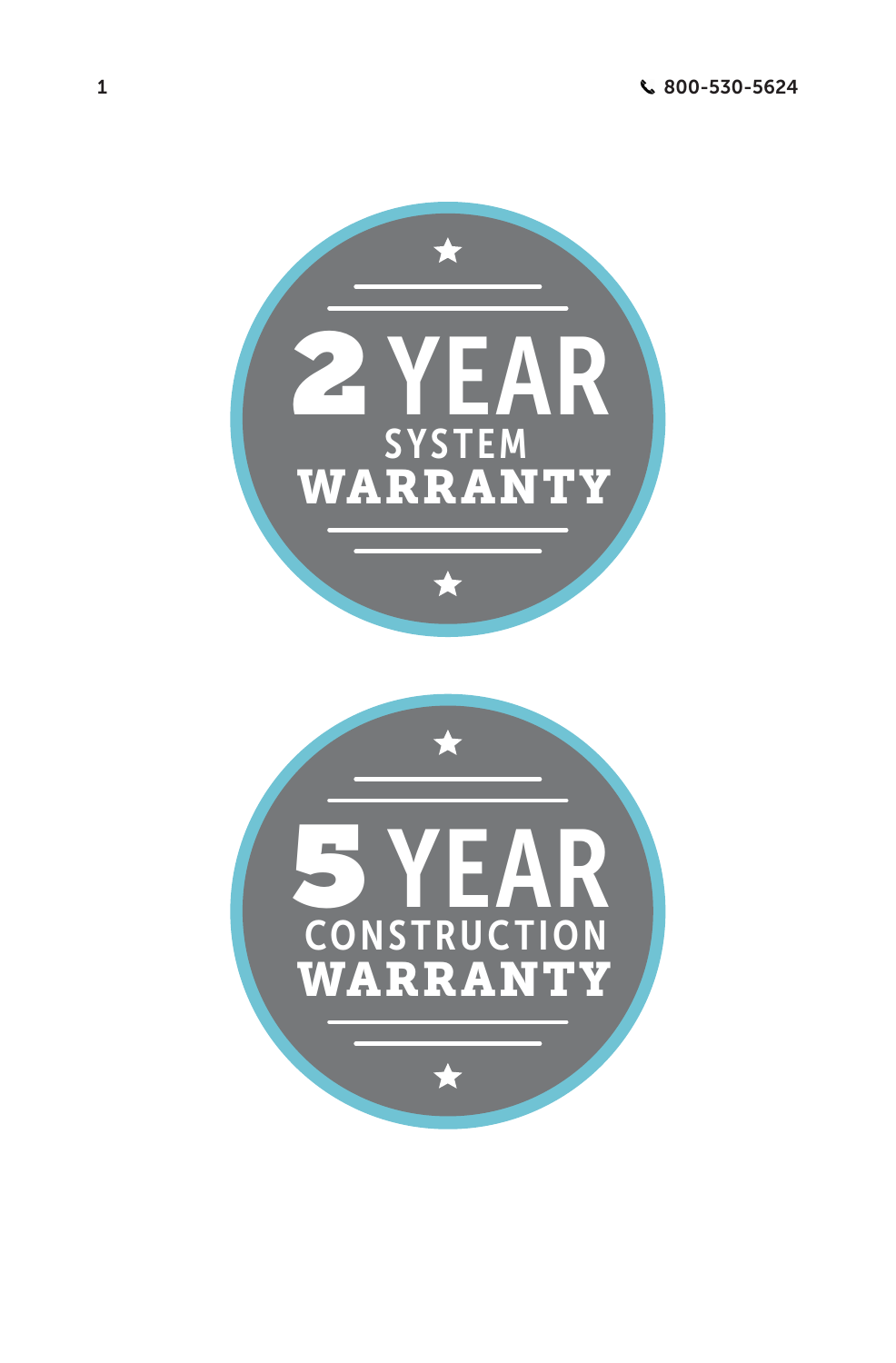2 YEAR SYSTEM WARRANTY

5 YEAR CONSTRUCTION WARRANTY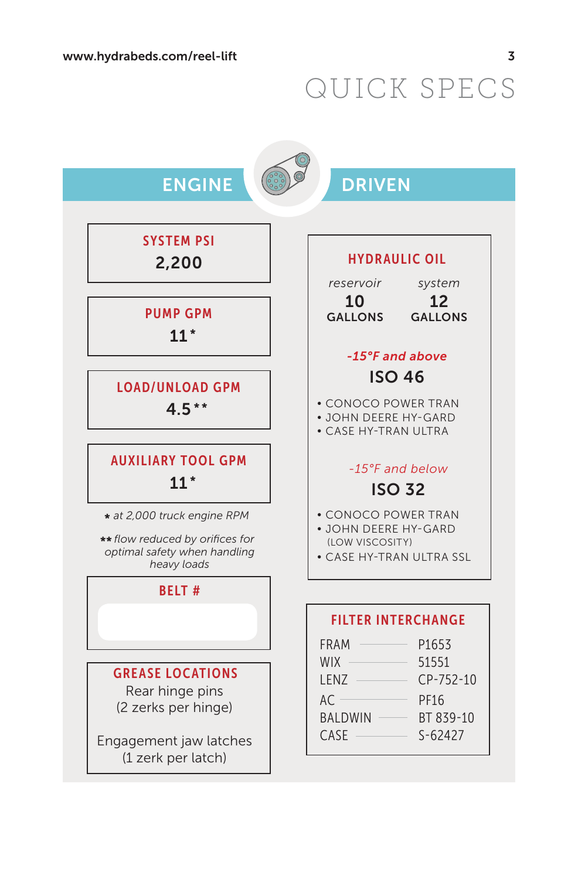# QUICK SPECS

## ENGINE

### SYSTEM PSI
**2,200**

### PUMP GPM
**11***

### LOAD/UNLOAD GPM
**4.5****

### AUXILIARY TOOL GPM
**11***

*\* at 2,000 truck engine RPM*

*\*\* flow reduced by orifices for optimal safety when handling heavy loads*

### BELT #

### GREASE LOCATIONS
Rear hinge pins
(2 zerks per hinge)

Engagement jaw latches
(1 zerk per latch)

## DRIVEN

### HYDRAULIC OIL

| *reservoir* | *system* |
|---|---|
| **10** GALLONS | **12** GALLONS |

***-15°F and above***

**ISO 46**

- CONOCO POWER TRAN
- JOHN DEERE HY-GARD
- CASE HY-TRAN ULTRA

*-15°F and below*

**ISO 32**

- CONOCO POWER TRAN
- JOHN DEERE HY-GARD (LOW VISCOSITY)
- CASE HY-TRAN ULTRA SSL

### FILTER INTERCHANGE

| Brand | Part # |
|---|---|
| FRAM | P1653 |
| WIX | 51551 |
| LENZ | CP-752-10 |
| AC | PF16 |
| BALDWIN | BT 839-10 |
| CASE | S-62427 |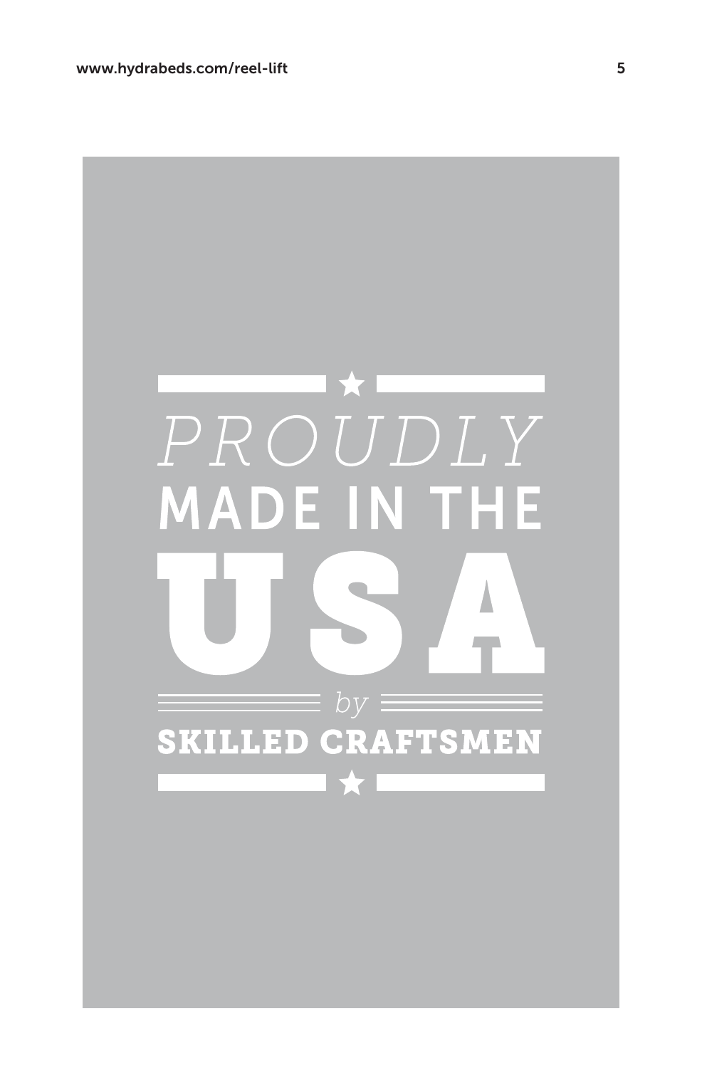*PROUDLY*

**MADE IN THE**

# USA

*by*

**SKILLED CRAFTSMEN**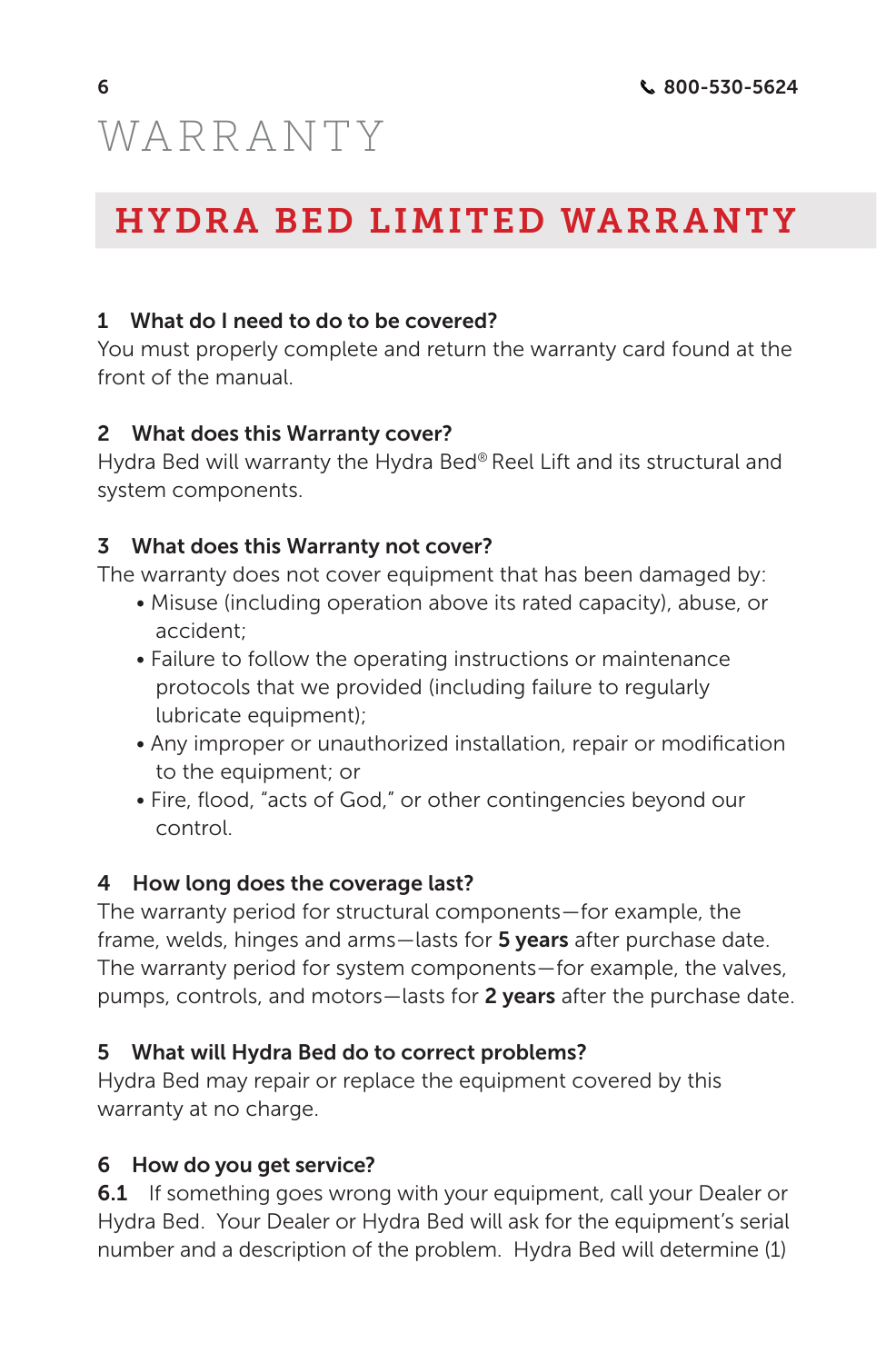# WARRANTY

## HYDRA BED LIMITED WARRANTY

### 1 What do I need to do to be covered?

You must properly complete and return the warranty card found at the front of the manual.

### 2 What does this Warranty cover?

Hydra Bed will warranty the Hydra Bed® Reel Lift and its structural and system components.

### 3 What does this Warranty not cover?

The warranty does not cover equipment that has been damaged by:

- Misuse (including operation above its rated capacity), abuse, or accident;
- Failure to follow the operating instructions or maintenance protocols that we provided (including failure to regularly lubricate equipment);
- Any improper or unauthorized installation, repair or modification to the equipment; or
- Fire, flood, "acts of God," or other contingencies beyond our control.

### 4 How long does the coverage last?

The warranty period for structural components—for example, the frame, welds, hinges and arms—lasts for **5 years** after purchase date. The warranty period for system components—for example, the valves, pumps, controls, and motors—lasts for **2 years** after the purchase date.

### 5 What will Hydra Bed do to correct problems?

Hydra Bed may repair or replace the equipment covered by this warranty at no charge.

### 6 How do you get service?

**6.1** If something goes wrong with your equipment, call your Dealer or Hydra Bed. Your Dealer or Hydra Bed will ask for the equipment's serial number and a description of the problem. Hydra Bed will determine (1)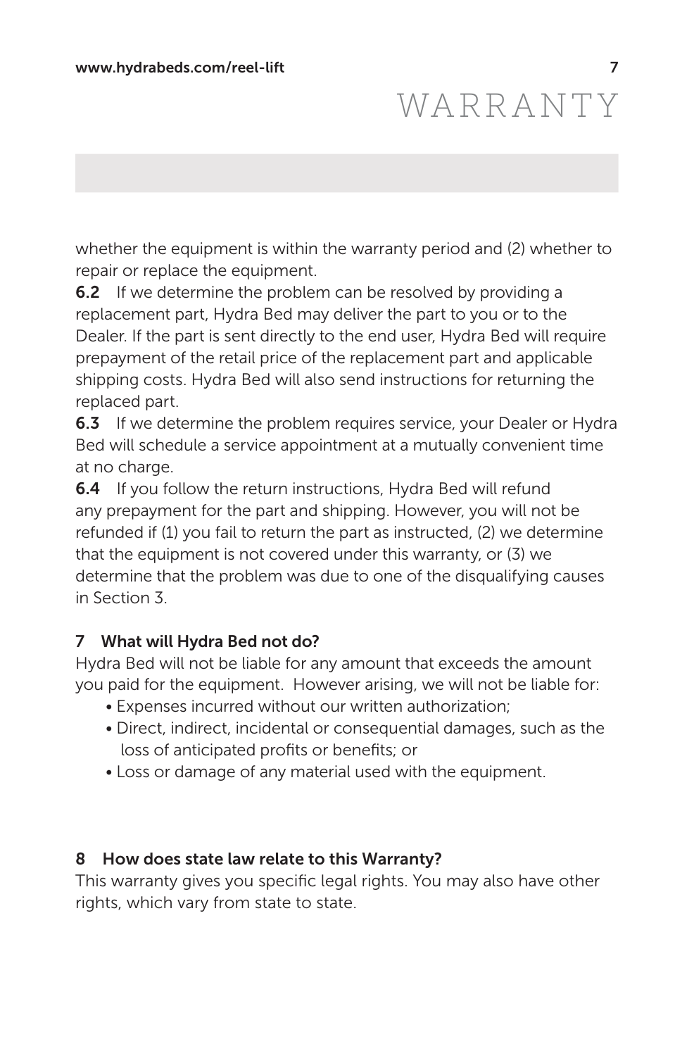whether the equipment is within the warranty period and (2) whether to repair or replace the equipment.

**6.2** If we determine the problem can be resolved by providing a replacement part, Hydra Bed may deliver the part to you or to the Dealer. If the part is sent directly to the end user, Hydra Bed will require prepayment of the retail price of the replacement part and applicable shipping costs. Hydra Bed will also send instructions for returning the replaced part.

**6.3** If we determine the problem requires service, your Dealer or Hydra Bed will schedule a service appointment at a mutually convenient time at no charge.

**6.4** If you follow the return instructions, Hydra Bed will refund any prepayment for the part and shipping. However, you will not be refunded if (1) you fail to return the part as instructed, (2) we determine that the equipment is not covered under this warranty, or (3) we determine that the problem was due to one of the disqualifying causes in Section 3.

## 7 What will Hydra Bed not do?

Hydra Bed will not be liable for any amount that exceeds the amount you paid for the equipment. However arising, we will not be liable for:

- Expenses incurred without our written authorization;
- Direct, indirect, incidental or consequential damages, such as the loss of anticipated profits or benefits; or
- Loss or damage of any material used with the equipment.

## 8 How does state law relate to this Warranty?

This warranty gives you specific legal rights. You may also have other rights, which vary from state to state.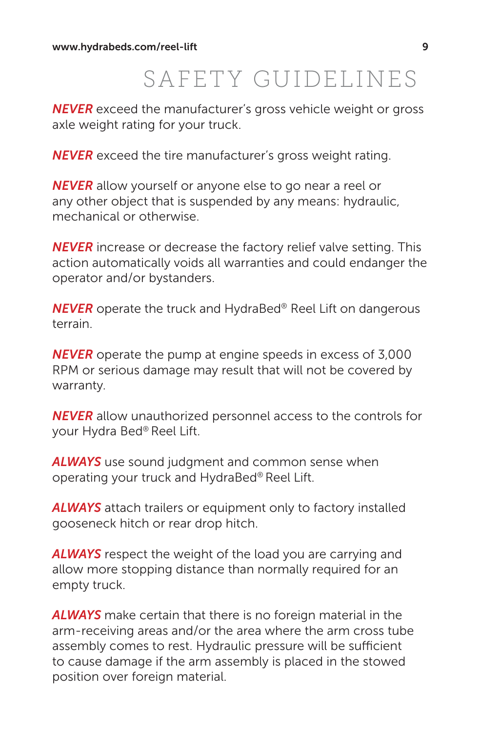# SAFETY GUIDELINES

***NEVER*** exceed the manufacturer's gross vehicle weight or gross axle weight rating for your truck.

***NEVER*** exceed the tire manufacturer's gross weight rating.

***NEVER*** allow yourself or anyone else to go near a reel or any other object that is suspended by any means: hydraulic, mechanical or otherwise.

***NEVER*** increase or decrease the factory relief valve setting. This action automatically voids all warranties and could endanger the operator and/or bystanders.

***NEVER*** operate the truck and HydraBed® Reel Lift on dangerous terrain.

***NEVER*** operate the pump at engine speeds in excess of 3,000 RPM or serious damage may result that will not be covered by warranty.

***NEVER*** allow unauthorized personnel access to the controls for your Hydra Bed® Reel Lift.

***ALWAYS*** use sound judgment and common sense when operating your truck and HydraBed® Reel Lift.

***ALWAYS*** attach trailers or equipment only to factory installed gooseneck hitch or rear drop hitch.

***ALWAYS*** respect the weight of the load you are carrying and allow more stopping distance than normally required for an empty truck.

***ALWAYS*** make certain that there is no foreign material in the arm-receiving areas and/or the area where the arm cross tube assembly comes to rest. Hydraulic pressure will be sufficient to cause damage if the arm assembly is placed in the stowed position over foreign material.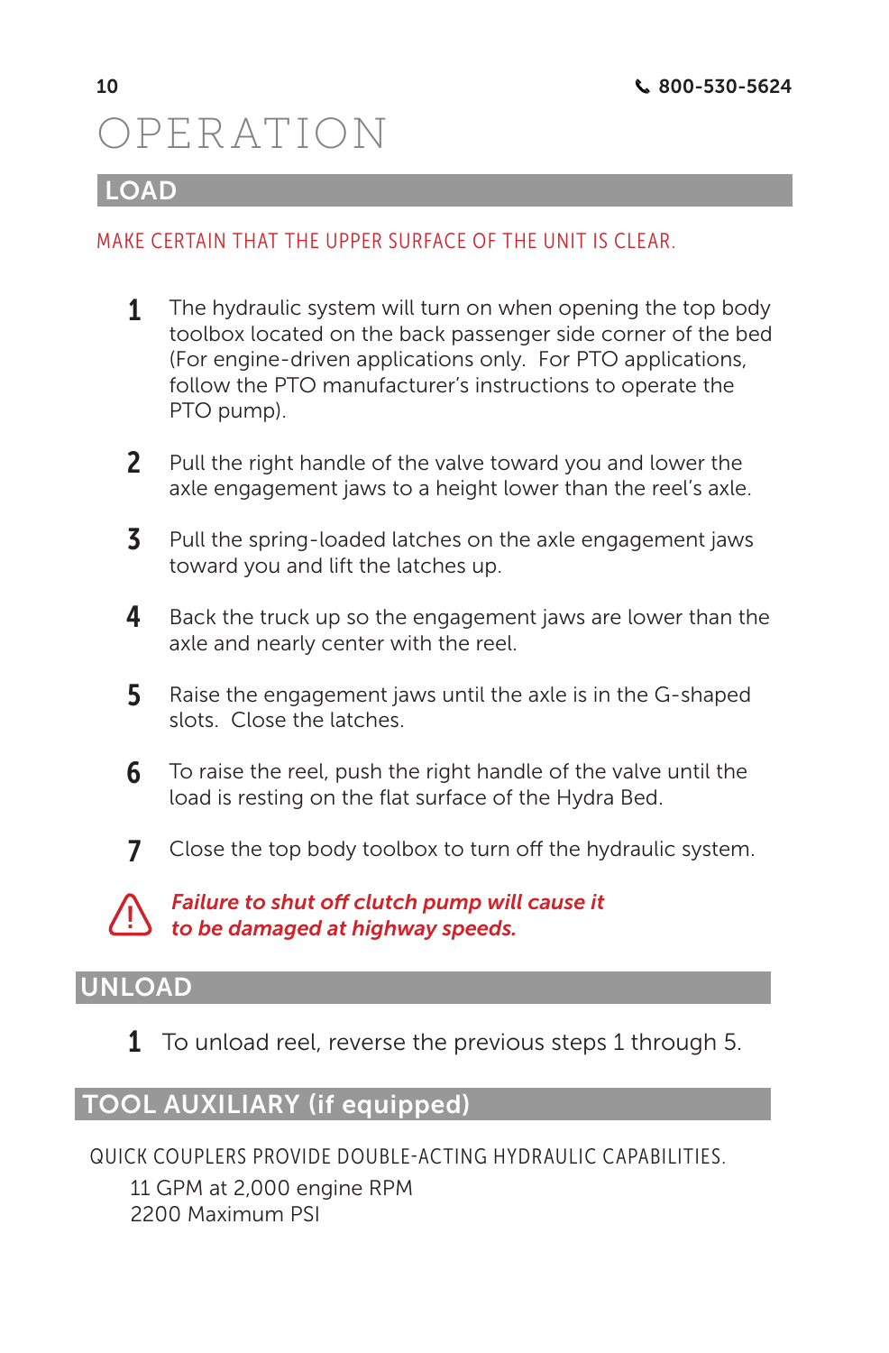# OPERATION

## LOAD

MAKE CERTAIN THAT THE UPPER SURFACE OF THE UNIT IS CLEAR.

1. The hydraulic system will turn on when opening the top body toolbox located on the back passenger side corner of the bed (For engine-driven applications only. For PTO applications, follow the PTO manufacturer's instructions to operate the PTO pump).
2. Pull the right handle of the valve toward you and lower the axle engagement jaws to a height lower than the reel's axle.
3. Pull the spring-loaded latches on the axle engagement jaws toward you and lift the latches up.
4. Back the truck up so the engagement jaws are lower than the axle and nearly center with the reel.
5. Raise the engagement jaws until the axle is in the G-shaped slots. Close the latches.
6. To raise the reel, push the right handle of the valve until the load is resting on the flat surface of the Hydra Bed.
7. Close the top body toolbox to turn off the hydraulic system.

⚠ ***Failure to shut off clutch pump will cause it to be damaged at highway speeds.***

## UNLOAD

1. To unload reel, reverse the previous steps 1 through 5.

## TOOL AUXILIARY (if equipped)

QUICK COUPLERS PROVIDE DOUBLE-ACTING HYDRAULIC CAPABILITIES.

11 GPM at 2,000 engine RPM
2200 Maximum PSI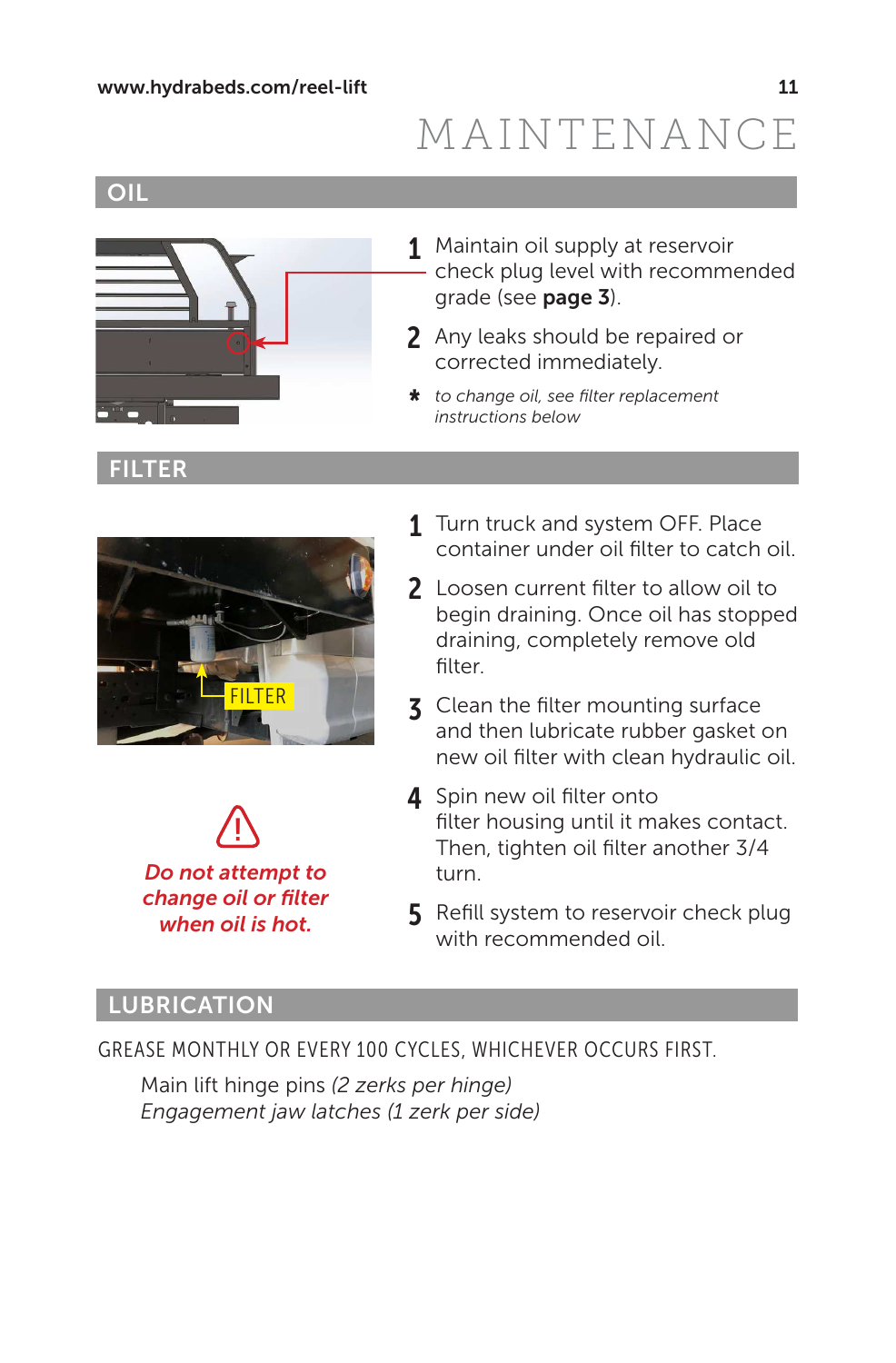# MAINTENANCE

## OIL

1 Maintain oil supply at reservoir check plug level with recommended grade (see **page 3**).

2 Any leaks should be repaired or corrected immediately.

\* *to change oil, see filter replacement instructions below*

## FILTER

FILTER

1 Turn truck and system OFF. Place container under oil filter to catch oil.

2 Loosen current filter to allow oil to begin draining. Once oil has stopped draining, completely remove old filter.

3 Clean the filter mounting surface and then lubricate rubber gasket on new oil filter with clean hydraulic oil.

4 Spin new oil filter onto filter housing until it makes contact. Then, tighten oil filter another 3/4 turn.

5 Refill system to reservoir check plug with recommended oil.

⚠ ***Do not attempt to change oil or filter when oil is hot.***

## LUBRICATION

GREASE MONTHLY OR EVERY 100 CYCLES, WHICHEVER OCCURS FIRST.

Main lift hinge pins *(2 zerks per hinge)*
*Engagement jaw latches (1 zerk per side)*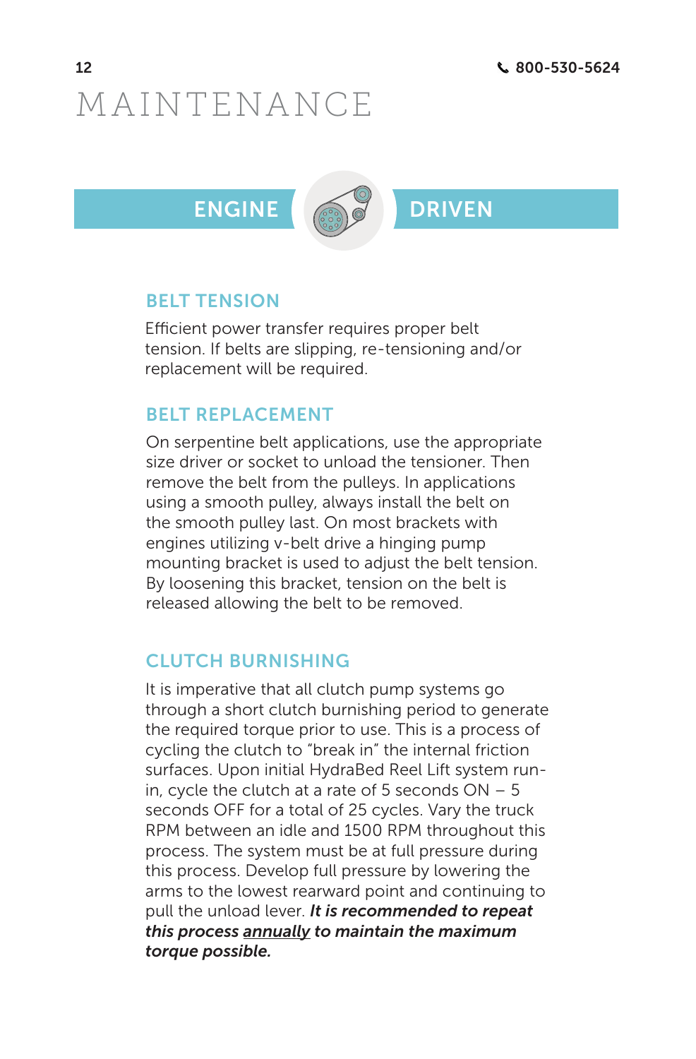# MAINTENANCE

## ENGINE DRIVEN

### BELT TENSION

Efficient power transfer requires proper belt tension. If belts are slipping, re-tensioning and/or replacement will be required.

### BELT REPLACEMENT

On serpentine belt applications, use the appropriate size driver or socket to unload the tensioner. Then remove the belt from the pulleys. In applications using a smooth pulley, always install the belt on the smooth pulley last. On most brackets with engines utilizing v-belt drive a hinging pump mounting bracket is used to adjust the belt tension. By loosening this bracket, tension on the belt is released allowing the belt to be removed.

### CLUTCH BURNISHING

It is imperative that all clutch pump systems go through a short clutch burnishing period to generate the required torque prior to use. This is a process of cycling the clutch to "break in" the internal friction surfaces. Upon initial HydraBed Reel Lift system run-in, cycle the clutch at a rate of 5 seconds ON – 5 seconds OFF for a total of 25 cycles. Vary the truck RPM between an idle and 1500 RPM throughout this process. The system must be at full pressure during this process. Develop full pressure by lowering the arms to the lowest rearward point and continuing to pull the unload lever. ***It is recommended to repeat this process <u>annually</u> to maintain the maximum torque possible.***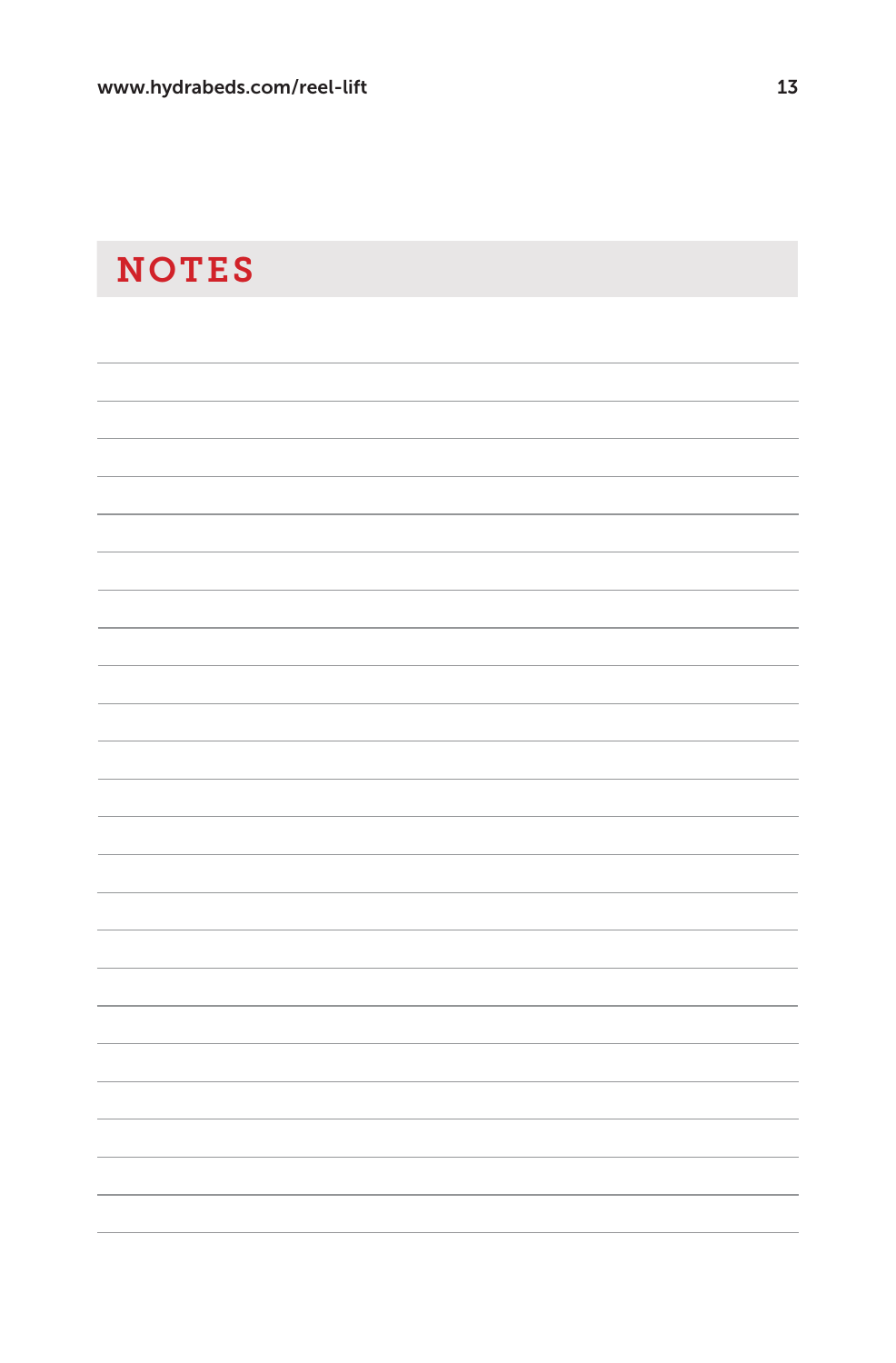## NOTES